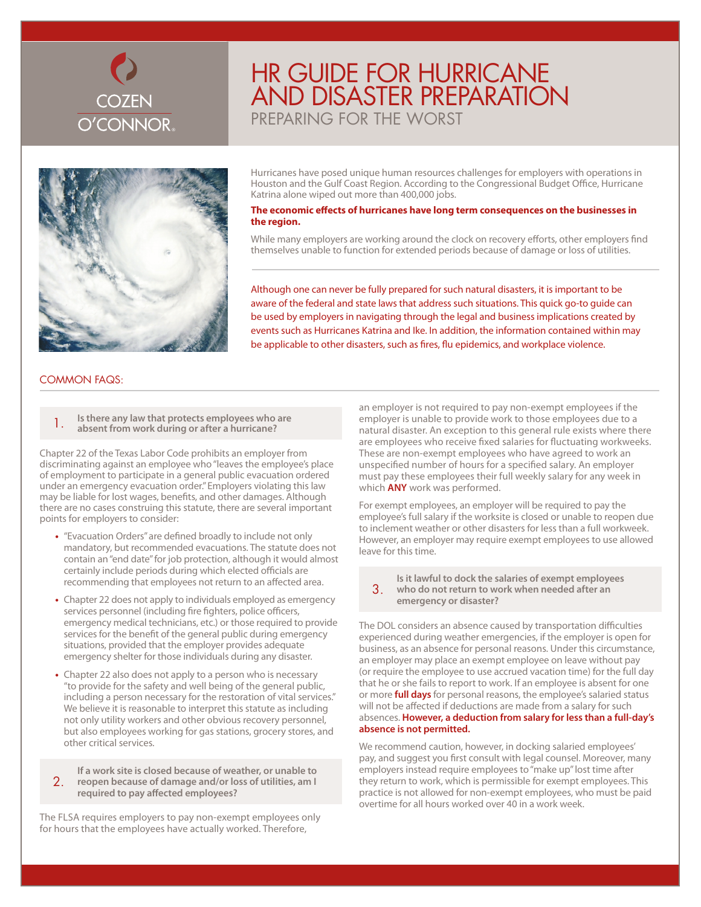COZEN O'CONNOR

# HR GUIDE FOR HURRICANE AND DISASTER PREPARATION

## PREPARING FOR THE WORST

Hurricanes have posed unique human resources challenges for employers with operations in Houston and the Gulf Coast Region. According to the Congressional Budget Office, Hurricane Katrina alone wiped out more than 400,000 jobs.

**The economic effects of hurricanes have long term consequences on the businesses in the region.**

While many employers are working around the clock on recovery efforts, other employers find themselves unable to function for extended periods because of damage or loss of utilities.

Although one can never be fully prepared for such natural disasters, it is important to be aware of the federal and state laws that address such situations. This quick go-to guide can be used by employers in navigating through the legal and business implications created by events such as Hurricanes Katrina and Ike. In addition, the information contained within may be applicable to other disasters, such as fires, flu epidemics, and workplace violence.

## COMMON FAQS:

### 1. Is there any law that protects employees who are absent from work during or after a hurricane?

Chapter 22 of the Texas Labor Code prohibits an employer from discriminating against an employee who "leaves the employee's place of employment to participate in a general public evacuation ordered under an emergency evacuation order." Employers violating this law may be liable for lost wages, benefits, and other damages. Although there are no cases construing this statute, there are several important points for employers to consider:

- "Evacuation Orders" are defined broadly to include not only mandatory, but recommended evacuations. The statute does not contain an "end date" for job protection, although it would almost certainly include periods during which elected officials are recommending that employees not return to an affected area.
- Chapter 22 does not apply to individuals employed as emergency services personnel (including fire fighters, police officers, emergency medical technicians, etc.) or those required to provide services for the benefit of the general public during emergency situations, provided that the employer provides adequate emergency shelter for those individuals during any disaster.
- Chapter 22 also does not apply to a person who is necessary "to provide for the safety and well being of the general public, including a person necessary for the restoration of vital services." We believe it is reasonable to interpret this statute as including not only utility workers and other obvious recovery personnel, but also employees working for gas stations, grocery stores, and other critical services.

### 2. If a work site is closed because of weather, or unable to reopen because of damage and/or loss of utilities, am I required to pay affected employees?

The FLSA requires employers to pay non-exempt employees only for hours that the employees have actually worked. Therefore, an employer is not required to pay non-exempt employees if the employer is unable to provide work to those employees due to a natural disaster. An exception to this general rule exists where there are employees who receive fixed salaries for fluctuating workweeks. These are non-exempt employees who have agreed to work an unspecified number of hours for a specified salary. An employer must pay these employees their full weekly salary for any week in which **ANY** work was performed.

For exempt employees, an employer will be required to pay the employee's full salary if the worksite is closed or unable to reopen due to inclement weather or other disasters for less than a full workweek. However, an employer may require exempt employees to use allowed leave for this time.

### 3. Is it lawful to dock the salaries of exempt employees who do not return to work when needed after an emergency or disaster?

The DOL considers an absence caused by transportation difficulties experienced during weather emergencies, if the employer is open for business, as an absence for personal reasons. Under this circumstance, an employer may place an exempt employee on leave without pay (or require the employee to use accrued vacation time) for the full day that he or she fails to report to work. If an employee is absent for one or more **full days** for personal reasons, the employee's salaried status will not be affected if deductions are made from a salary for such absences. **However, a deduction from salary for less than a full-day's absence is not permitted.**

We recommend caution, however, in docking salaried employees' pay, and suggest you first consult with legal counsel. Moreover, many employers instead require employees to "make up" lost time after they return to work, which is permissible for exempt employees. This practice is not allowed for non-exempt employees, who must be paid overtime for all hours worked over 40 in a work week.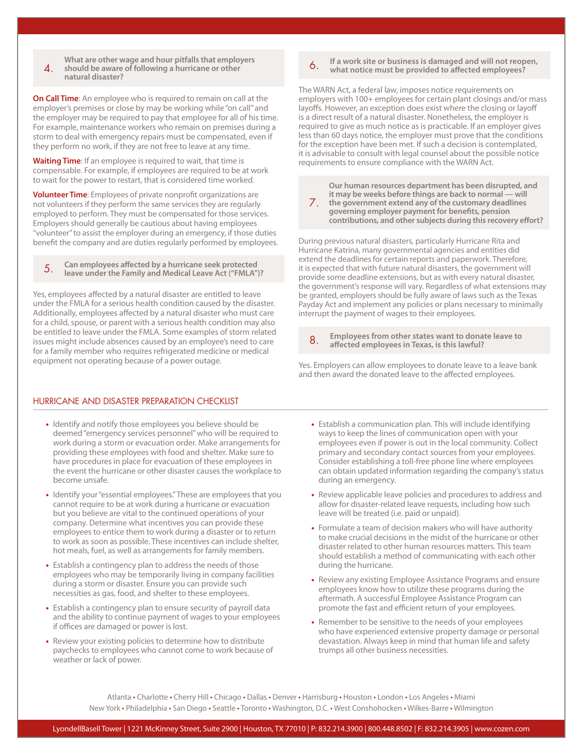### 4. What are other wage and hour pitfalls that employers should be aware of following a hurricane or other natural disaster?

**On Call Time**: An employee who is required to remain on call at the employer's premises or close by may be working while "on call" and the employer may be required to pay that employee for all of his time. For example, maintenance workers who remain on premises during a storm to deal with emergency repairs must be compensated, even if they perform no work, if they are not free to leave at any time.

**Waiting Time**: If an employee is required to wait, that time is compensable. For example, if employees are required to be at work to wait for the power to restart, that is considered time worked.

**Volunteer Time**: Employees of private nonprofit organizations are not volunteers if they perform the same services they are regularly employed to perform. They must be compensated for those services. Employers should generally be cautious about having employees "volunteer" to assist the employer during an emergency, if those duties benefit the company and are duties regularly performed by employees.

### 5. Can employees affected by a hurricane seek protected leave under the Family and Medical Leave Act ("FMLA")?

Yes, employees affected by a natural disaster are entitled to leave under the FMLA for a serious health condition caused by the disaster. Additionally, employees affected by a natural disaster who must care for a child, spouse, or parent with a serious health condition may also be entitled to leave under the FMLA. Some examples of storm related issues might include absences caused by an employee's need to care for a family member who requires refrigerated medicine or medical equipment not operating because of a power outage.

### 6. If a work site or business is damaged and will not reopen, what notice must be provided to affected employees?

The WARN Act, a federal law, imposes notice requirements on employers with 100+ employees for certain plant closings and/or mass layoffs. However, an exception does exist where the closing or layoff is a direct result of a natural disaster. Nonetheless, the employer is required to give as much notice as is practicable. If an employer gives less than 60 days notice, the employer must prove that the conditions for the exception have been met. If such a decision is contemplated, it is advisable to consult with legal counsel about the possible notice requirements to ensure compliance with the WARN Act.

### 7. Our human resources department has been disrupted, and it may be weeks before things are back to normal — will the government extend any of the customary deadlines governing employer payment for benefits, pension contributions, and other subjects during this recovery effort?

During previous natural disasters, particularly Hurricane Rita and Hurricane Katrina, many governmental agencies and entities did extend the deadlines for certain reports and paperwork. Therefore, it is expected that with future natural disasters, the government will provide some deadline extensions, but as with every natural disaster, the government's response will vary. Regardless of what extensions may be granted, employers should be fully aware of laws such as the Texas Payday Act and implement any policies or plans necessary to minimally interrupt the payment of wages to their employees.

### 8. Employees from other states want to donate leave to affected employees in Texas, is this lawful?

Yes. Employers can allow employees to donate leave to a leave bank and then award the donated leave to the affected employees.

## HURRICANE AND DISASTER PREPARATION CHECKLIST

- Identify and notify those employees you believe should be deemed "emergency services personnel" who will be required to work during a storm or evacuation order. Make arrangements for providing these employees with food and shelter. Make sure to have procedures in place for evacuation of these employees in the event the hurricane or other disaster causes the workplace to become unsafe.
- Identify your "essential employees." These are employees that you cannot require to be at work during a hurricane or evacuation but you believe are vital to the continued operations of your company. Determine what incentives you can provide these employees to entice them to work during a disaster or to return to work as soon as possible. These incentives can include shelter, hot meals, fuel, as well as arrangements for family members.
- Establish a contingency plan to address the needs of those employees who may be temporarily living in company facilities during a storm or disaster. Ensure you can provide such necessities as gas, food, and shelter to these employees.
- Establish a contingency plan to ensure security of payroll data and the ability to continue payment of wages to your employees if offices are damaged or power is lost.
- Review your existing policies to determine how to distribute paychecks to employees who cannot come to work because of weather or lack of power.
- Establish a communication plan. This will include identifying ways to keep the lines of communication open with your employees even if power is out in the local community. Collect primary and secondary contact sources from your employees. Consider establishing a toll-free phone line where employees can obtain updated information regarding the company's status during an emergency.
- Review applicable leave policies and procedures to address and allow for disaster-related leave requests, including how such leave will be treated (i.e. paid or unpaid).
- Formulate a team of decision makers who will have authority to make crucial decisions in the midst of the hurricane or other disaster related to other human resources matters. This team should establish a method of communicating with each other during the hurricane.
- Review any existing Employee Assistance Programs and ensure employees know how to utilize these programs during the aftermath. A successful Employee Assistance Program can promote the fast and efficient return of your employees.
- Remember to be sensitive to the needs of your employees who have experienced extensive property damage or personal devastation. Always keep in mind that human life and safety trumps all other business necessities.

Atlanta • Charlotte • Cherry Hill • Chicago • Dallas • Denver • Harrisburg • Houston • London • Los Angeles • Miami
New York • Philadelphia • San Diego • Seattle • Toronto • Washington, D.C. • West Conshohocken • Wilkes-Barre • Wilmington

LyondellBasell Tower | 1221 McKinney Street, Suite 2900 | Houston, TX 77010 | P: 832.214.3900 | 800.448.8502 | F: 832.214.3905 | www.cozen.com